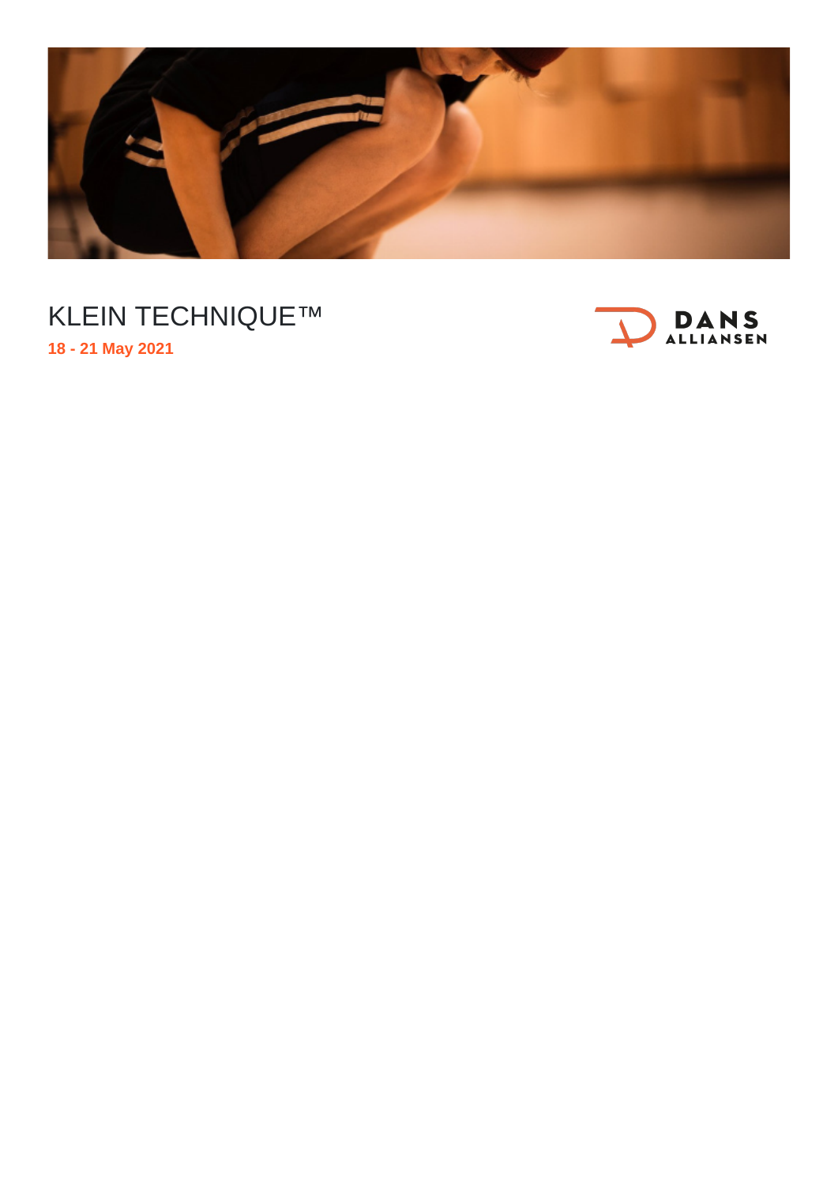# KLEIN TECHNIQUE™

**18 - 21 May 2021**

DANS ALLIANSEN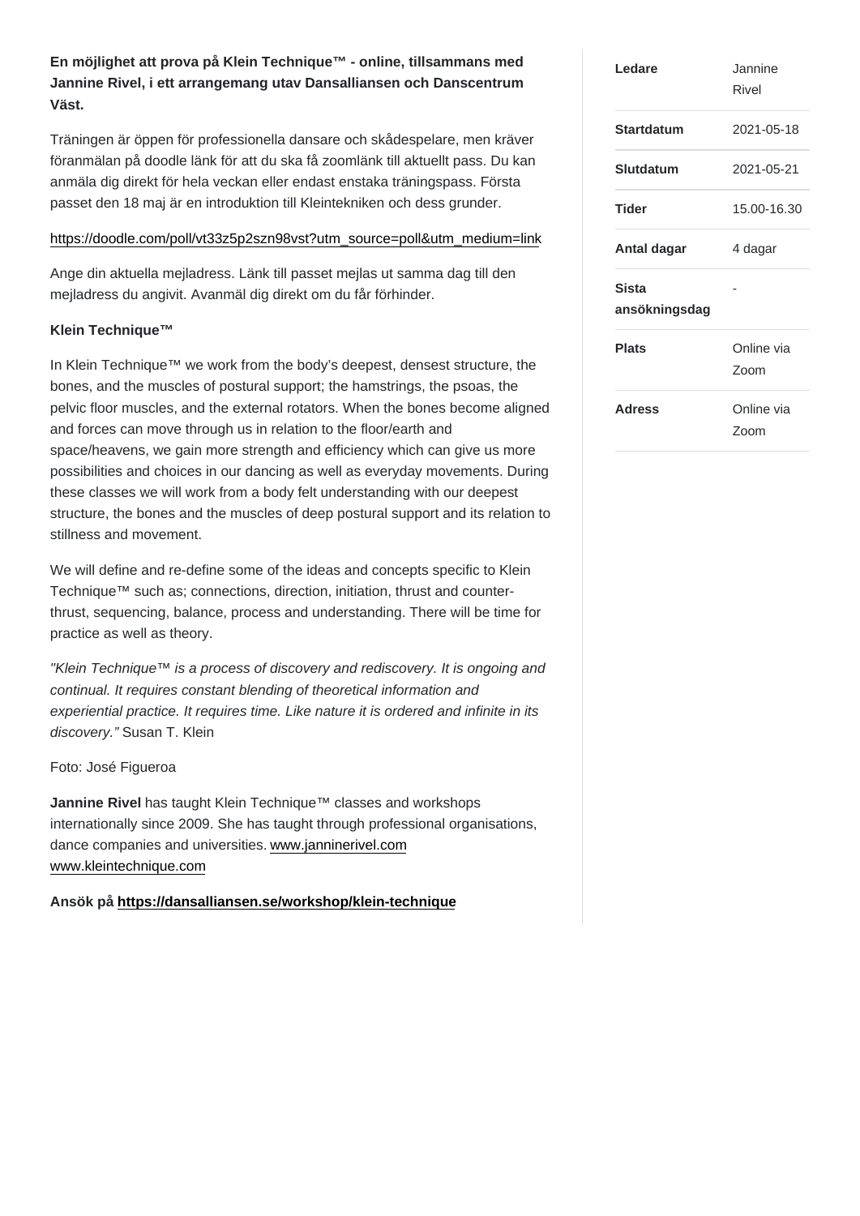**En möjlighet att prova på Klein Technique™ - online, tillsammans med Jannine Rivel, i ett arrangemang utav Dansalliansen och Danscentrum Väst.**

Träningen är öppen för professionella dansare och skådespelare, men kräver föranmälan på doodle länk för att du ska få zoomlänk till aktuellt pass. Du kan anmäla dig direkt för hela veckan eller endast enstaka träningspass. Första passet den 18 maj är en introduktion till Kleintekniken och dess grunder.

https://doodle.com/poll/vt33z5p2szn98vst?utm_source=poll&utm_medium=link

Ange din aktuella mejladress. Länk till passet mejlas ut samma dag till den mejladress du angivit. Avanmäl dig direkt om du får förhinder.

**Klein Technique™**

In Klein Technique™ we work from the body's deepest, densest structure, the bones, and the muscles of postural support; the hamstrings, the psoas, the pelvic floor muscles, and the external rotators. When the bones become aligned and forces can move through us in relation to the floor/earth and space/heavens, we gain more strength and efficiency which can give us more possibilities and choices in our dancing as well as everyday movements. During these classes we will work from a body felt understanding with our deepest structure, the bones and the muscles of deep postural support and its relation to stillness and movement.

We will define and re-define some of the ideas and concepts specific to Klein Technique™ such as; connections, direction, initiation, thrust and counter-thrust, sequencing, balance, process and understanding. There will be time for practice as well as theory.

*"Klein Technique™ is a process of discovery and rediscovery. It is ongoing and continual. It requires constant blending of theoretical information and experiential practice. It requires time. Like nature it is ordered and infinite in its discovery."* Susan T. Klein

Foto: José Figueroa

**Jannine Rivel** has taught Klein Technique™ classes and workshops internationally since 2009. She has taught through professional organisations, dance companies and universities. www.janninerivel.com www.kleintechnique.com

**Ansök på https://dansalliansen.se/workshop/klein-technique**

| | |
|---|---|
| **Ledare** | Jannine Rivel |
| **Startdatum** | 2021-05-18 |
| **Slutdatum** | 2021-05-21 |
| **Tider** | 15.00-16.30 |
| **Antal dagar** | 4 dagar |
| **Sista ansökningsdag** | - |
| **Plats** | Online via Zoom |
| **Adress** | Online via Zoom |